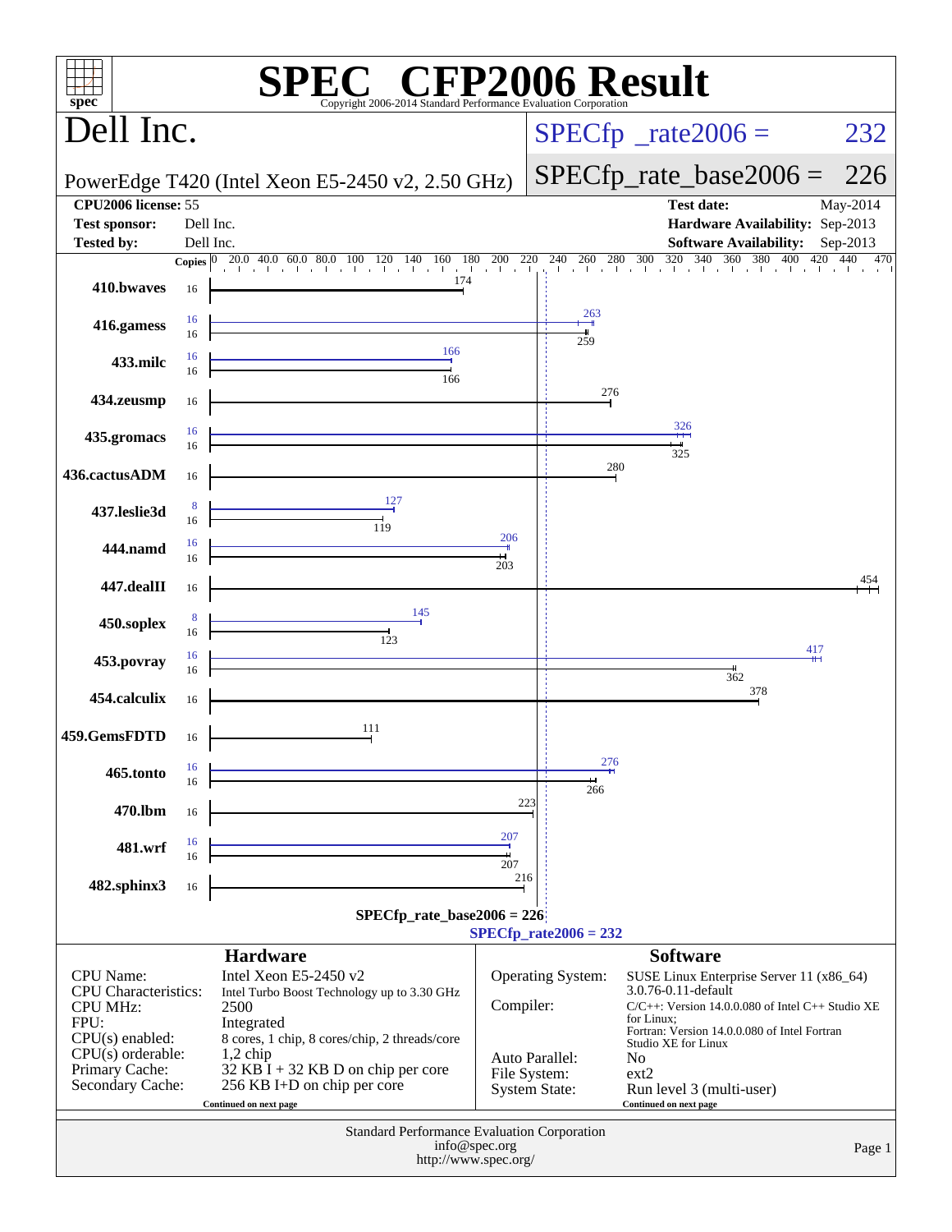# SPEC CFP2006 Result

Copyright 2006-2014 Standard Performance Evaluation Corporation

## Dell Inc.

PowerEdge T420 (Intel Xeon E5-2450 v2, 2.50 GHz)

SPECfp_rate2006 = 232

SPECfp_rate_base2006 = 226

| | | | |
|---|---|---|---|
| **CPU2006 license:** | 55 | **Test date:** | May-2014 |
| **Test sponsor:** | Dell Inc. | **Hardware Availability:** | Sep-2013 |
| **Tested by:** | Dell Inc. | **Software Availability:** | Sep-2013 |

| Benchmark | Copies (peak) | Copies (base) | Peak | Base |
|---|---|---|---|---|
| 410.bwaves | | 16 | | 174 |
| 416.gamess | 16 | 16 | 263 | 259 |
| 433.milc | 16 | 16 | 166 | 166 |
| 434.zeusmp | | 16 | | 276 |
| 435.gromacs | 16 | 16 | 326 | 325 |
| 436.cactusADM | | 16 | | 280 |
| 437.leslie3d | 8 | 16 | 127 | 119 |
| 444.namd | 16 | 16 | 206 | 203 |
| 447.dealII | | 16 | | 454 |
| 450.soplex | 8 | 16 | 145 | 123 |
| 453.povray | 16 | 16 | 417 | 362 |
| 454.calculix | | 16 | | 378 |
| 459.GemsFDTD | | 16 | | 111 |
| 465.tonto | 16 | 16 | 276 | 266 |
| 470.lbm | | 16 | | 223 |
| 481.wrf | 16 | 16 | 207 | 207 |
| 482.sphinx3 | | 16 | | 216 |

SPECfp_rate_base2006 = 226

SPECfp_rate2006 = 232

### Hardware

| | |
|---|---|
| CPU Name: | Intel Xeon E5-2450 v2 |
| CPU Characteristics: | Intel Turbo Boost Technology up to 3.30 GHz |
| CPU MHz: | 2500 |
| FPU: | Integrated |
| CPU(s) enabled: | 8 cores, 1 chip, 8 cores/chip, 2 threads/core |
| CPU(s) orderable: | 1,2 chip |
| Primary Cache: | 32 KB I + 32 KB D on chip per core |
| Secondary Cache: | 256 KB I+D on chip per core |

Continued on next page

### Software

| | |
|---|---|
| Operating System: | SUSE Linux Enterprise Server 11 (x86_64) 3.0.76-0.11-default |
| Compiler: | C/C++: Version 14.0.0.080 of Intel C++ Studio XE for Linux; Fortran: Version 14.0.0.080 of Intel Fortran Studio XE for Linux |
| Auto Parallel: | No |
| File System: | ext2 |
| System State: | Run level 3 (multi-user) |

Continued on next page

Standard Performance Evaluation Corporation
info@spec.org
http://www.spec.org/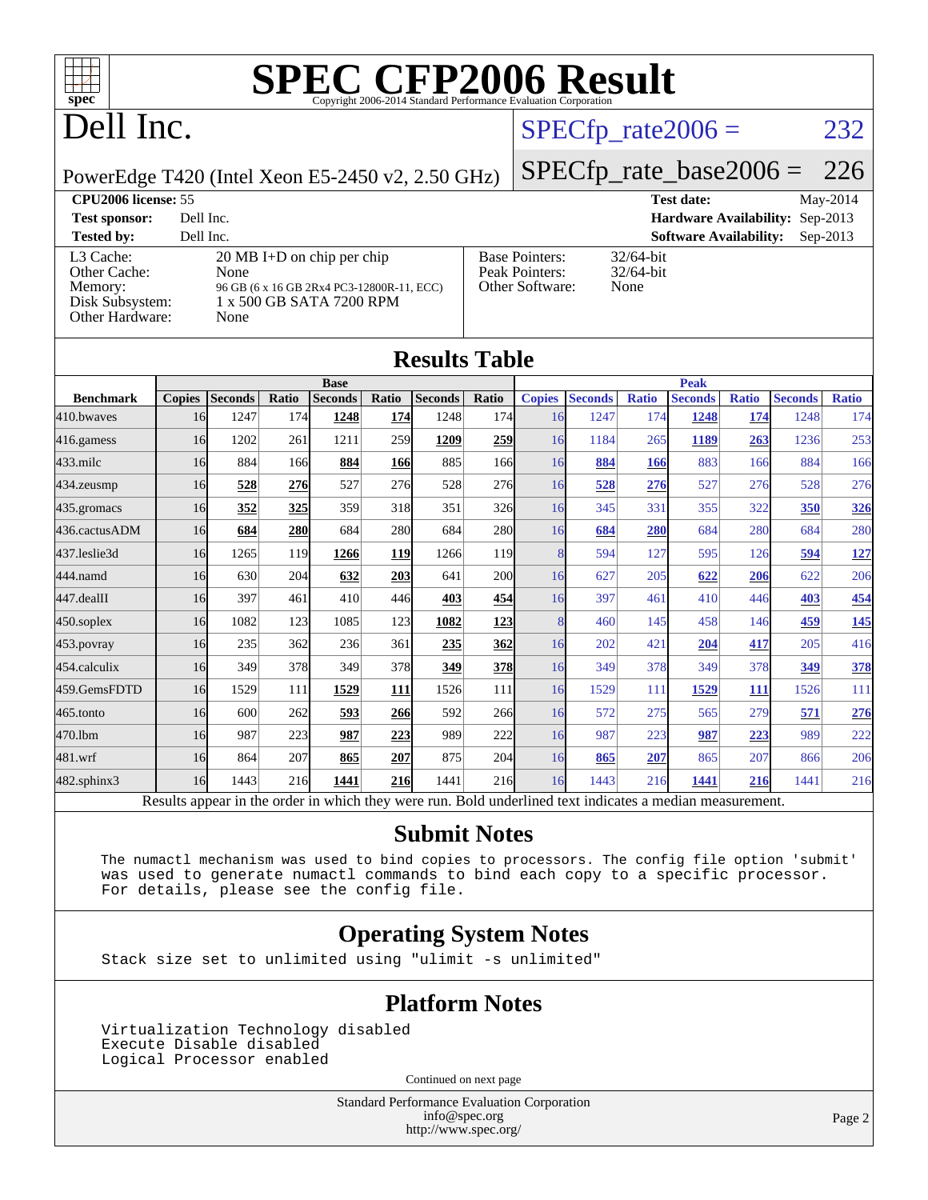# SPEC CFP2006 Result

Copyright 2006-2014 Standard Performance Evaluation Corporation

## Dell Inc.

PowerEdge T420 (Intel Xeon E5-2450 v2, 2.50 GHz)

SPECfp_rate2006 = 232

SPECfp_rate_base2006 = 226

| | | | |
|---|---|---|---|
| **CPU2006 license:** 55 | | **Test date:** | May-2014 |
| **Test sponsor:** | Dell Inc. | **Hardware Availability:** | Sep-2013 |
| **Tested by:** | Dell Inc. | **Software Availability:** | Sep-2013 |

| | |
|---|---|
| L3 Cache: | 20 MB I+D on chip per chip |
| Other Cache: | None |
| Memory: | 96 GB (6 x 16 GB 2Rx4 PC3-12800R-11, ECC) |
| Disk Subsystem: | 1 x 500 GB SATA 7200 RPM |
| Other Hardware: | None |

| | |
|---|---|
| Base Pointers: | 32/64-bit |
| Peak Pointers: | 32/64-bit |
| Other Software: | None |

## Results Table

| | Base | | | | | | | Peak | | | | | | |
|---|---|---|---|---|---|---|---|---|---|---|---|---|---|---|
| **Benchmark** | **Copies** | **Seconds** | **Ratio** | **Seconds** | **Ratio** | **Seconds** | **Ratio** | **Copies** | **Seconds** | **Ratio** | **Seconds** | **Ratio** | **Seconds** | **Ratio** |
| 410.bwaves | 16 | 1247 | 174 | **1248** | **174** | 1248 | 174 | 16 | 1247 | 174 | **1248** | **174** | 1248 | 174 |
| 416.gamess | 16 | 1202 | 261 | 1211 | 259 | **1209** | **259** | 16 | 1184 | 265 | **1189** | **263** | 1236 | 253 |
| 433.milc | 16 | 884 | 166 | **884** | **166** | 885 | 166 | 16 | **884** | **166** | 883 | 166 | 884 | 166 |
| 434.zeusmp | 16 | **528** | **276** | 527 | 276 | 528 | 276 | 16 | **528** | **276** | 527 | 276 | 528 | 276 |
| 435.gromacs | 16 | **352** | **325** | 359 | 318 | 351 | 326 | 16 | 345 | 331 | 355 | 322 | **350** | **326** |
| 436.cactusADM | 16 | **684** | **280** | 684 | 280 | 684 | 280 | 16 | **684** | **280** | 684 | 280 | 684 | 280 |
| 437.leslie3d | 16 | 1265 | 119 | **1266** | **119** | 1266 | 119 | 8 | 594 | 127 | 595 | 126 | **594** | **127** |
| 444.namd | 16 | 630 | 204 | **632** | **203** | 641 | 200 | 16 | 627 | 205 | **622** | **206** | 622 | 206 |
| 447.dealII | 16 | 397 | 461 | 410 | 446 | **403** | **454** | 16 | 397 | 461 | 410 | 446 | **403** | **454** |
| 450.soplex | 16 | 1082 | 123 | 1085 | 123 | **1082** | **123** | 8 | 460 | 145 | 458 | 146 | **459** | **145** |
| 453.povray | 16 | 235 | 362 | 236 | 361 | **235** | **362** | 16 | 202 | 421 | **204** | **417** | 205 | 416 |
| 454.calculix | 16 | 349 | 378 | 349 | 378 | **349** | **378** | 16 | 349 | 378 | 349 | 378 | **349** | **378** |
| 459.GemsFDTD | 16 | 1529 | 111 | **1529** | **111** | 1526 | 111 | 16 | 1529 | 111 | **1529** | **111** | 1526 | 111 |
| 465.tonto | 16 | 600 | 262 | **593** | **266** | 592 | 266 | 16 | 572 | 275 | 565 | 279 | **571** | **276** |
| 470.lbm | 16 | 987 | 223 | **987** | **223** | 989 | 222 | 16 | 987 | 223 | **987** | **223** | 989 | 222 |
| 481.wrf | 16 | 864 | 207 | **865** | **207** | 875 | 204 | 16 | **865** | **207** | 865 | 207 | 866 | 206 |
| 482.sphinx3 | 16 | 1443 | 216 | **1441** | **216** | 1441 | 216 | 16 | 1443 | 216 | **1441** | **216** | 1441 | 216 |

Results appear in the order in which they were run. Bold underlined text indicates a median measurement.

## Submit Notes

```
The numactl mechanism was used to bind copies to processors. The config file option 'submit'
was used to generate numactl commands to bind each copy to a specific processor.
For details, please see the config file.
```

## Operating System Notes

```
Stack size set to unlimited using "ulimit -s unlimited"
```

## Platform Notes

```
Virtualization Technology disabled
Execute Disable disabled
Logical Processor enabled
```

Continued on next page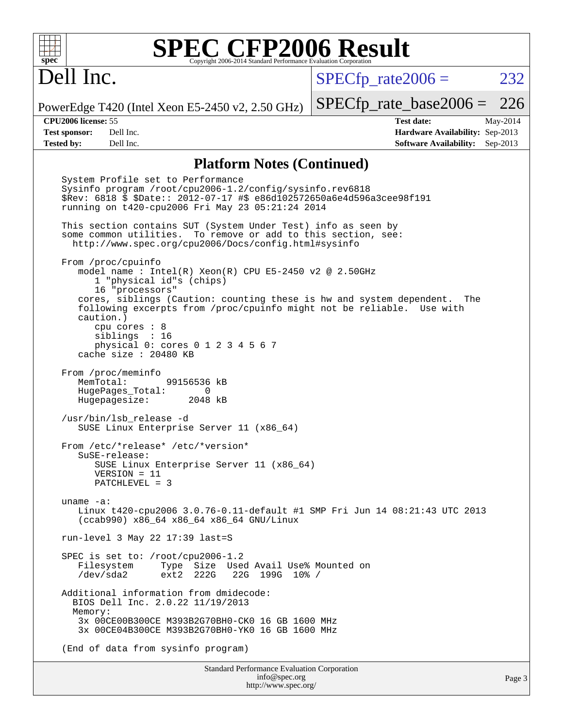# Dell Inc.

PowerEdge T420 (Intel Xeon E5-2450 v2, 2.50 GHz)

SPECfp_rate2006 = 232

SPECfp_rate_base2006 = 226

**CPU2006 license:** 55
**Test sponsor:** Dell Inc.
**Tested by:** Dell Inc.

**Test date:** May-2014
**Hardware Availability:** Sep-2013
**Software Availability:** Sep-2013

## Platform Notes (Continued)

```
System Profile set to Performance
Sysinfo program /root/cpu2006-1.2/config/sysinfo.rev6818
$Rev: 6818 $ $Date:: 2012-07-17 #$ e86d102572650a6e4d596a3cee98f191
running on t420-cpu2006 Fri May 23 05:21:24 2014

This section contains SUT (System Under Test) info as seen by
some common utilities.  To remove or add to this section, see:
  http://www.spec.org/cpu2006/Docs/config.html#sysinfo

From /proc/cpuinfo
   model name : Intel(R) Xeon(R) CPU E5-2450 v2 @ 2.50GHz
      1 "physical id"s (chips)
      16 "processors"
   cores, siblings (Caution: counting these is hw and system dependent.  The
   following excerpts from /proc/cpuinfo might not be reliable.  Use with
   caution.)
      cpu cores : 8
      siblings  : 16
      physical 0: cores 0 1 2 3 4 5 6 7
   cache size : 20480 KB

From /proc/meminfo
   MemTotal:       99156536 kB
   HugePages_Total:       0
   Hugepagesize:       2048 kB

/usr/bin/lsb_release -d
   SUSE Linux Enterprise Server 11 (x86_64)

From /etc/*release* /etc/*version*
   SuSE-release:
      SUSE Linux Enterprise Server 11 (x86_64)
      VERSION = 11
      PATCHLEVEL = 3

uname -a:
   Linux t420-cpu2006 3.0.76-0.11-default #1 SMP Fri Jun 14 08:21:43 UTC 2013
   (ccab990) x86_64 x86_64 x86_64 GNU/Linux

run-level 3 May 22 17:39 last=S

SPEC is set to: /root/cpu2006-1.2
   Filesystem     Type  Size  Used Avail Use% Mounted on
   /dev/sda2      ext2  222G   22G  199G  10% /

Additional information from dmidecode:
  BIOS Dell Inc. 2.0.22 11/19/2013
  Memory:
   3x 00CE00B300CE M393B2G70BH0-CK0 16 GB 1600 MHz
   3x 00CE04B300CE M393B2G70BH0-YK0 16 GB 1600 MHz

(End of data from sysinfo program)
```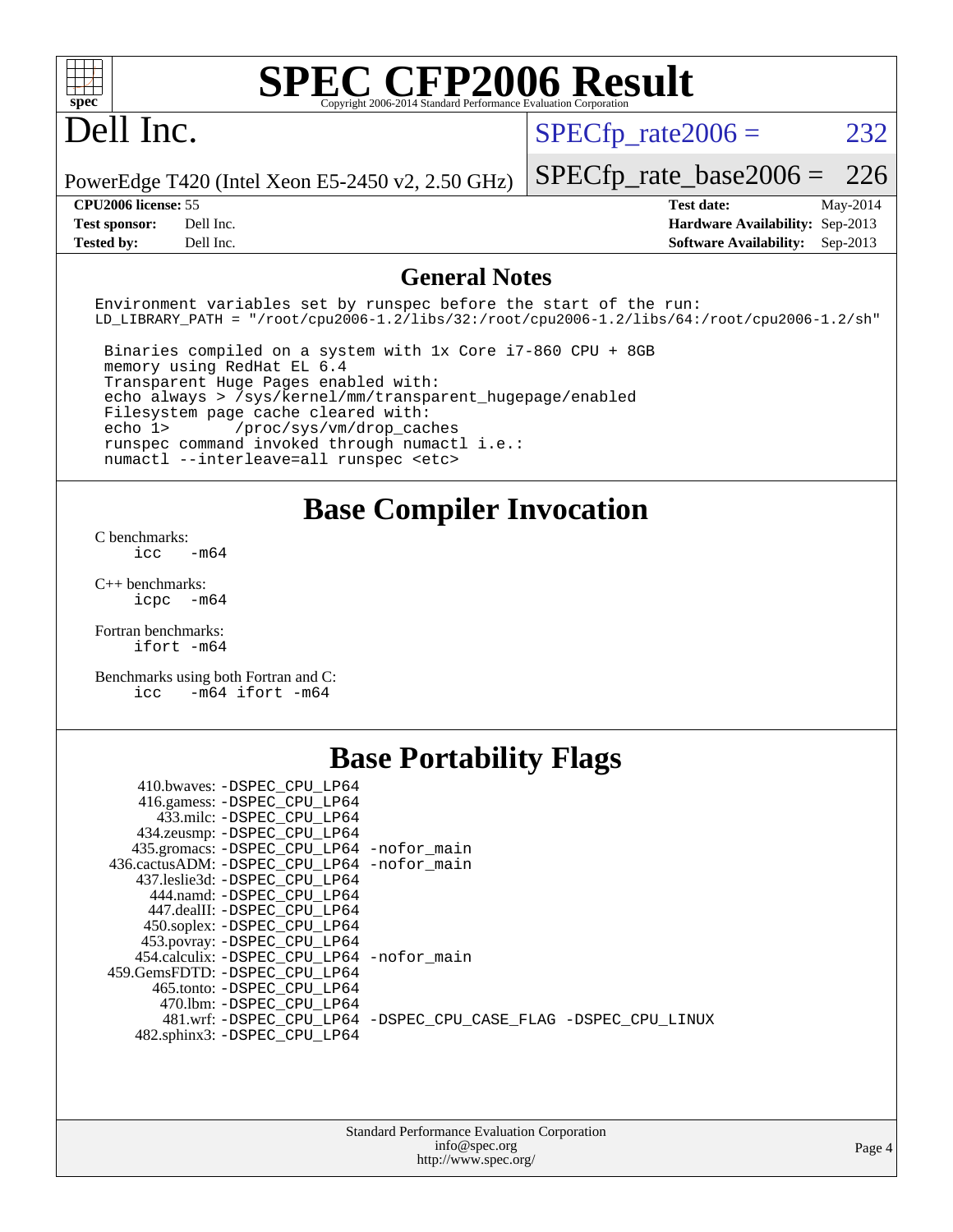# SPEC CFP2006 Result

Copyright 2006-2014 Standard Performance Evaluation Corporation

## Dell Inc.

PowerEdge T420 (Intel Xeon E5-2450 v2, 2.50 GHz)

SPECfp_rate2006 = 232

SPECfp_rate_base2006 = 226

| | | | |
|---|---|---|---|
| **CPU2006 license:** | 55 | **Test date:** | May-2014 |
| **Test sponsor:** | Dell Inc. | **Hardware Availability:** | Sep-2013 |
| **Tested by:** | Dell Inc. | **Software Availability:** | Sep-2013 |

## General Notes

```
Environment variables set by runspec before the start of the run:
LD_LIBRARY_PATH = "/root/cpu2006-1.2/libs/32:/root/cpu2006-1.2/libs/64:/root/cpu2006-1.2/sh"

 Binaries compiled on a system with 1x Core i7-860 CPU + 8GB
 memory using RedHat EL 6.4
 Transparent Huge Pages enabled with:
 echo always > /sys/kernel/mm/transparent_hugepage/enabled
 Filesystem page cache cleared with:
 echo 1>       /proc/sys/vm/drop_caches
 runspec command invoked through numactl i.e.:
 numactl --interleave=all runspec <etc>
```

## Base Compiler Invocation

C benchmarks:
```
icc   -m64
```

C++ benchmarks:
```
icpc  -m64
```

Fortran benchmarks:
```
ifort -m64
```

Benchmarks using both Fortran and C:
```
icc   -m64 ifort -m64
```

## Base Portability Flags

```
     410.bwaves: -DSPEC_CPU_LP64
     416.gamess: -DSPEC_CPU_LP64
       433.milc: -DSPEC_CPU_LP64
     434.zeusmp: -DSPEC_CPU_LP64
    435.gromacs: -DSPEC_CPU_LP64 -nofor_main
 436.cactusADM: -DSPEC_CPU_LP64 -nofor_main
   437.leslie3d: -DSPEC_CPU_LP64
      444.namd: -DSPEC_CPU_LP64
    447.dealII: -DSPEC_CPU_LP64
    450.soplex: -DSPEC_CPU_LP64
    453.povray: -DSPEC_CPU_LP64
  454.calculix: -DSPEC_CPU_LP64 -nofor_main
 459.GemsFDTD: -DSPEC_CPU_LP64
     465.tonto: -DSPEC_CPU_LP64
       470.lbm: -DSPEC_CPU_LP64
       481.wrf: -DSPEC_CPU_LP64 -DSPEC_CPU_CASE_FLAG -DSPEC_CPU_LINUX
   482.sphinx3: -DSPEC_CPU_LP64
```

Standard Performance Evaluation Corporation
info@spec.org
http://www.spec.org/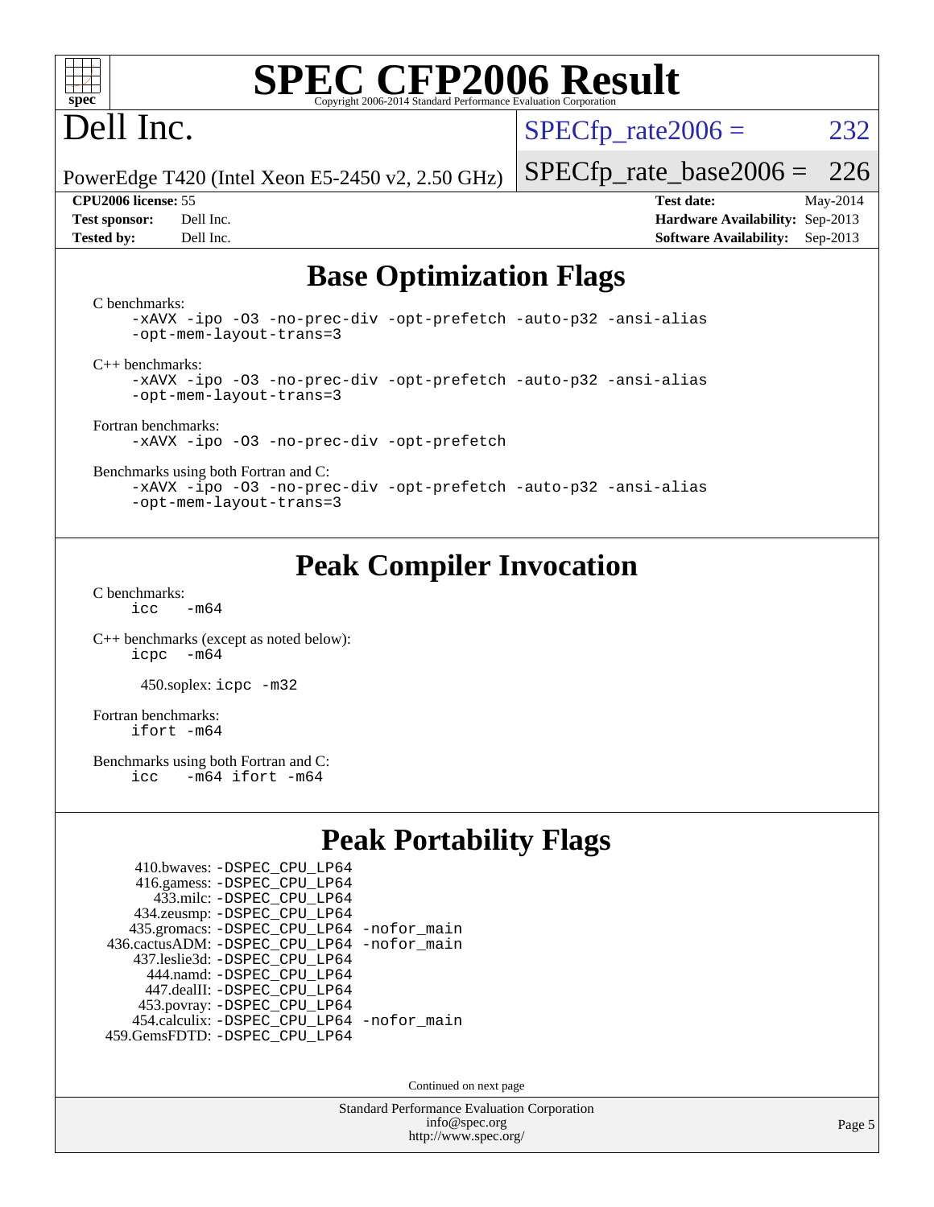# SPEC CFP2006 Result

Copyright 2006-2014 Standard Performance Evaluation Corporation

# Dell Inc.

PowerEdge T420 (Intel Xeon E5-2450 v2, 2.50 GHz)

SPECfp_rate2006 = 232

SPECfp_rate_base2006 = 226

| | | | |
|---|---|---|---|
| **CPU2006 license:** 55 | | **Test date:** | May-2014 |
| **Test sponsor:** | Dell Inc. | **Hardware Availability:** | Sep-2013 |
| **Tested by:** | Dell Inc. | **Software Availability:** | Sep-2013 |

## Base Optimization Flags

C benchmarks:

```
-xAVX -ipo -O3 -no-prec-div -opt-prefetch -auto-p32 -ansi-alias
-opt-mem-layout-trans=3
```

C++ benchmarks:

```
-xAVX -ipo -O3 -no-prec-div -opt-prefetch -auto-p32 -ansi-alias
-opt-mem-layout-trans=3
```

Fortran benchmarks:

```
-xAVX -ipo -O3 -no-prec-div -opt-prefetch
```

Benchmarks using both Fortran and C:

```
-xAVX -ipo -O3 -no-prec-div -opt-prefetch -auto-p32 -ansi-alias
-opt-mem-layout-trans=3
```

## Peak Compiler Invocation

C benchmarks:

```
icc   -m64
```

C++ benchmarks (except as noted below):

```
icpc  -m64
```

450.soplex: `icpc -m32`

Fortran benchmarks:

```
ifort -m64
```

Benchmarks using both Fortran and C:

```
icc   -m64 ifort -m64
```

## Peak Portability Flags

```
    410.bwaves: -DSPEC_CPU_LP64
    416.gamess: -DSPEC_CPU_LP64
      433.milc: -DSPEC_CPU_LP64
    434.zeusmp: -DSPEC_CPU_LP64
   435.gromacs: -DSPEC_CPU_LP64 -nofor_main
 436.cactusADM: -DSPEC_CPU_LP64 -nofor_main
   437.leslie3d: -DSPEC_CPU_LP64
      444.namd: -DSPEC_CPU_LP64
    447.dealII: -DSPEC_CPU_LP64
    453.povray: -DSPEC_CPU_LP64
   454.calculix: -DSPEC_CPU_LP64 -nofor_main
 459.GemsFDTD: -DSPEC_CPU_LP64
```

Continued on next page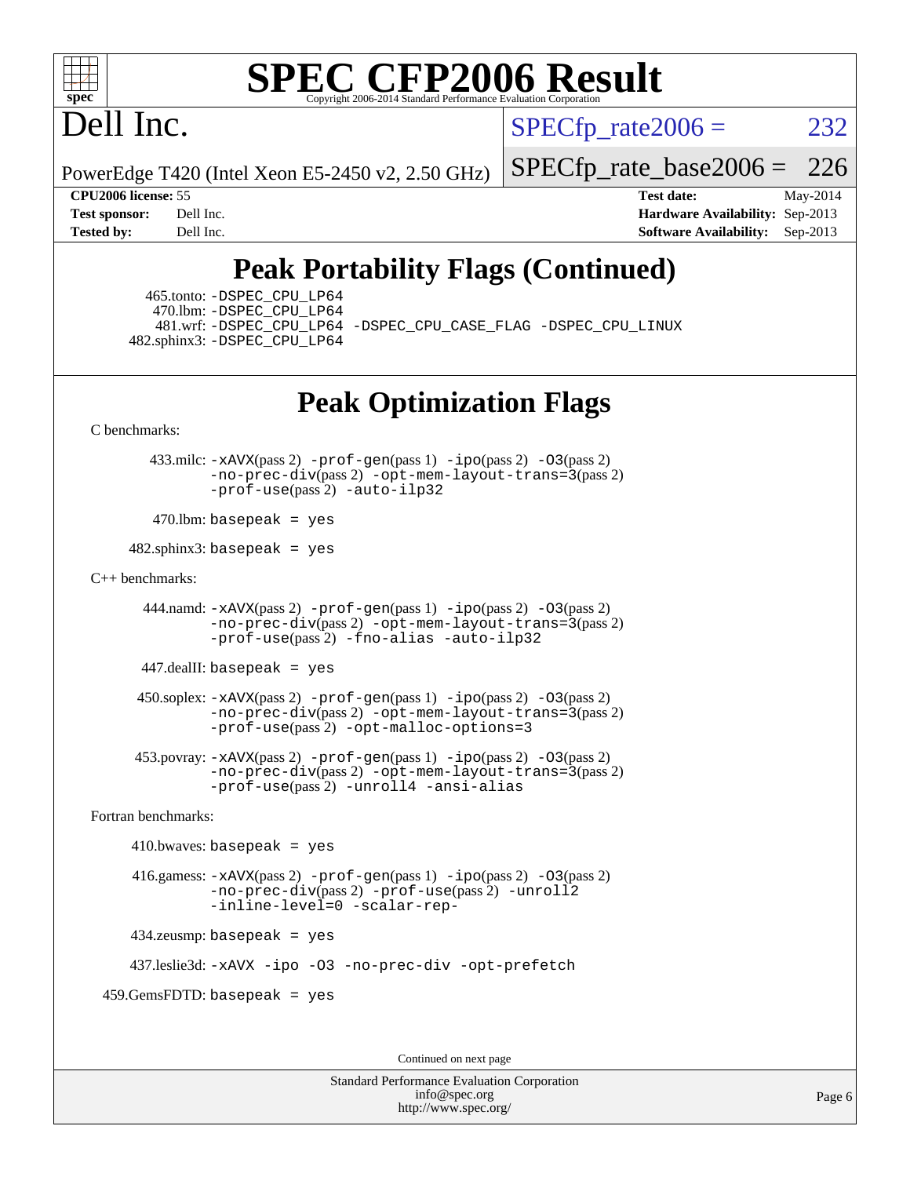# SPEC CFP2006 Result

Copyright 2006-2014 Standard Performance Evaluation Corporation

# Dell Inc.

PowerEdge T420 (Intel Xeon E5-2450 v2, 2.50 GHz)

SPECfp_rate2006 = 232

SPECfp_rate_base2006 = 226

| | | | |
|---|---|---|---|
| **CPU2006 license:** 55 | | **Test date:** | May-2014 |
| **Test sponsor:** | Dell Inc. | **Hardware Availability:** | Sep-2013 |
| **Tested by:** | Dell Inc. | **Software Availability:** | Sep-2013 |

## Peak Portability Flags (Continued)

465.tonto: -DSPEC_CPU_LP64
470.lbm: -DSPEC_CPU_LP64
481.wrf: -DSPEC_CPU_LP64 -DSPEC_CPU_CASE_FLAG -DSPEC_CPU_LINUX
482.sphinx3: -DSPEC_CPU_LP64

## Peak Optimization Flags

C benchmarks:

433.milc: -xAVX(pass 2) -prof-gen(pass 1) -ipo(pass 2) -O3(pass 2) -no-prec-div(pass 2) -opt-mem-layout-trans=3(pass 2) -prof-use(pass 2) -auto-ilp32

470.lbm: basepeak = yes

482.sphinx3: basepeak = yes

C++ benchmarks:

444.namd: -xAVX(pass 2) -prof-gen(pass 1) -ipo(pass 2) -O3(pass 2) -no-prec-div(pass 2) -opt-mem-layout-trans=3(pass 2) -prof-use(pass 2) -fno-alias -auto-ilp32

447.dealII: basepeak = yes

450.soplex: -xAVX(pass 2) -prof-gen(pass 1) -ipo(pass 2) -O3(pass 2) -no-prec-div(pass 2) -opt-mem-layout-trans=3(pass 2) -prof-use(pass 2) -opt-malloc-options=3

453.povray: -xAVX(pass 2) -prof-gen(pass 1) -ipo(pass 2) -O3(pass 2) -no-prec-div(pass 2) -opt-mem-layout-trans=3(pass 2) -prof-use(pass 2) -unroll4 -ansi-alias

Fortran benchmarks:

410.bwaves: basepeak = yes

416.gamess: -xAVX(pass 2) -prof-gen(pass 1) -ipo(pass 2) -O3(pass 2) -no-prec-div(pass 2) -prof-use(pass 2) -unroll2 -inline-level=0 -scalar-rep-

434.zeusmp: basepeak = yes

437.leslie3d: -xAVX -ipo -O3 -no-prec-div -opt-prefetch

459.GemsFDTD: basepeak = yes

Continued on next page

Standard Performance Evaluation Corporation
info@spec.org
http://www.spec.org/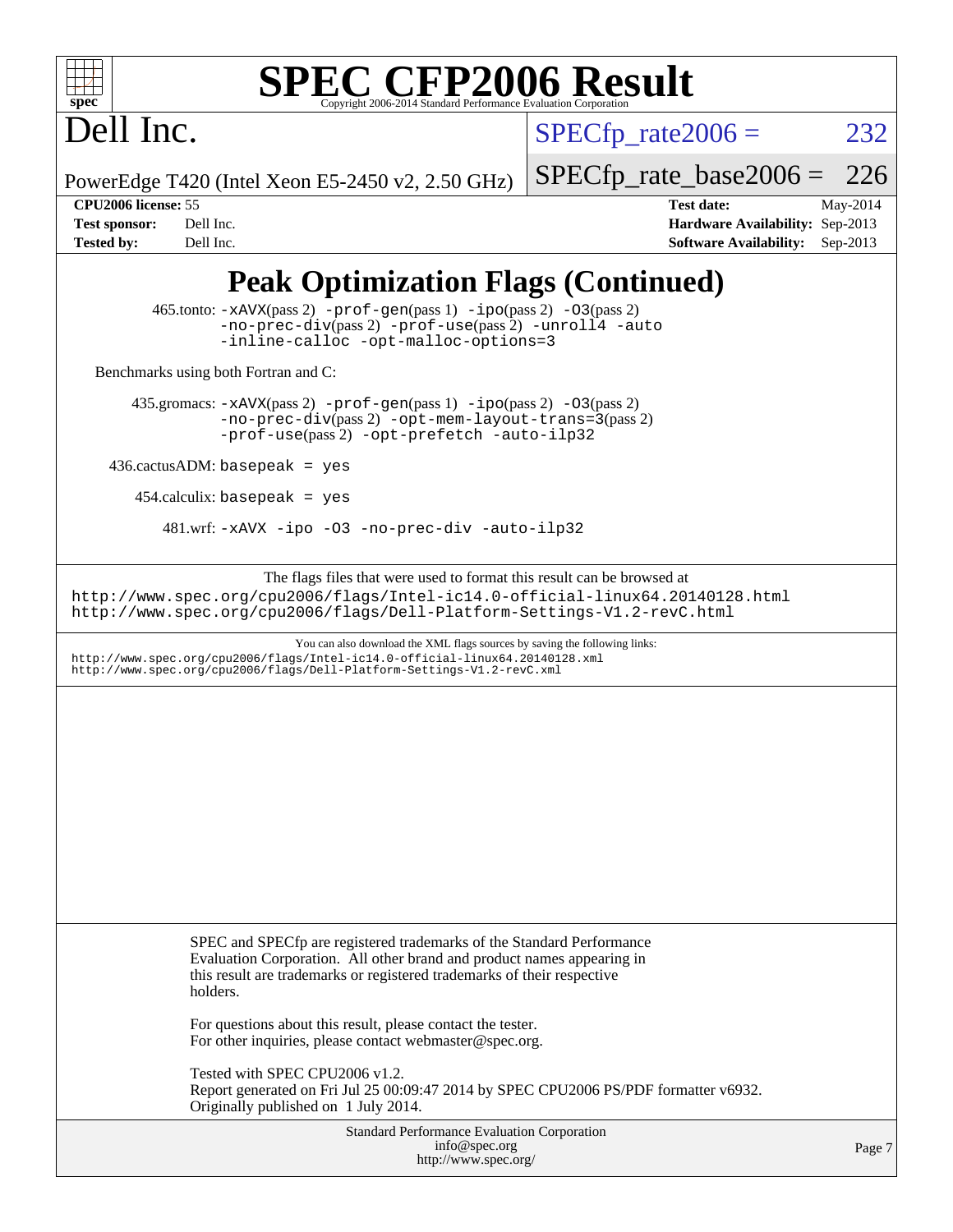# Peak Optimization Flags (Continued)

465.tonto: -xAVX(pass 2) -prof-gen(pass 1) -ipo(pass 2) -O3(pass 2) -no-prec-div(pass 2) -prof-use(pass 2) -unroll4 -auto -inline-calloc -opt-malloc-options=3

Benchmarks using both Fortran and C:

435.gromacs: -xAVX(pass 2) -prof-gen(pass 1) -ipo(pass 2) -O3(pass 2) -no-prec-div(pass 2) -opt-mem-layout-trans=3(pass 2) -prof-use(pass 2) -opt-prefetch -auto-ilp32

436.cactusADM: basepeak = yes

454.calculix: basepeak = yes

481.wrf: -xAVX -ipo -O3 -no-prec-div -auto-ilp32

The flags files that were used to format this result can be browsed at
http://www.spec.org/cpu2006/flags/Intel-ic14.0-official-linux64.20140128.html
http://www.spec.org/cpu2006/flags/Dell-Platform-Settings-V1.2-revC.html

You can also download the XML flags sources by saving the following links:
http://www.spec.org/cpu2006/flags/Intel-ic14.0-official-linux64.20140128.xml
http://www.spec.org/cpu2006/flags/Dell-Platform-Settings-V1.2-revC.xml

SPEC and SPECfp are registered trademarks of the Standard Performance Evaluation Corporation. All other brand and product names appearing in this result are trademarks or registered trademarks of their respective holders.

For questions about this result, please contact the tester.
For other inquiries, please contact webmaster@spec.org.

Tested with SPEC CPU2006 v1.2.
Report generated on Fri Jul 25 00:09:47 2014 by SPEC CPU2006 PS/PDF formatter v6932.
Originally published on 1 July 2014.